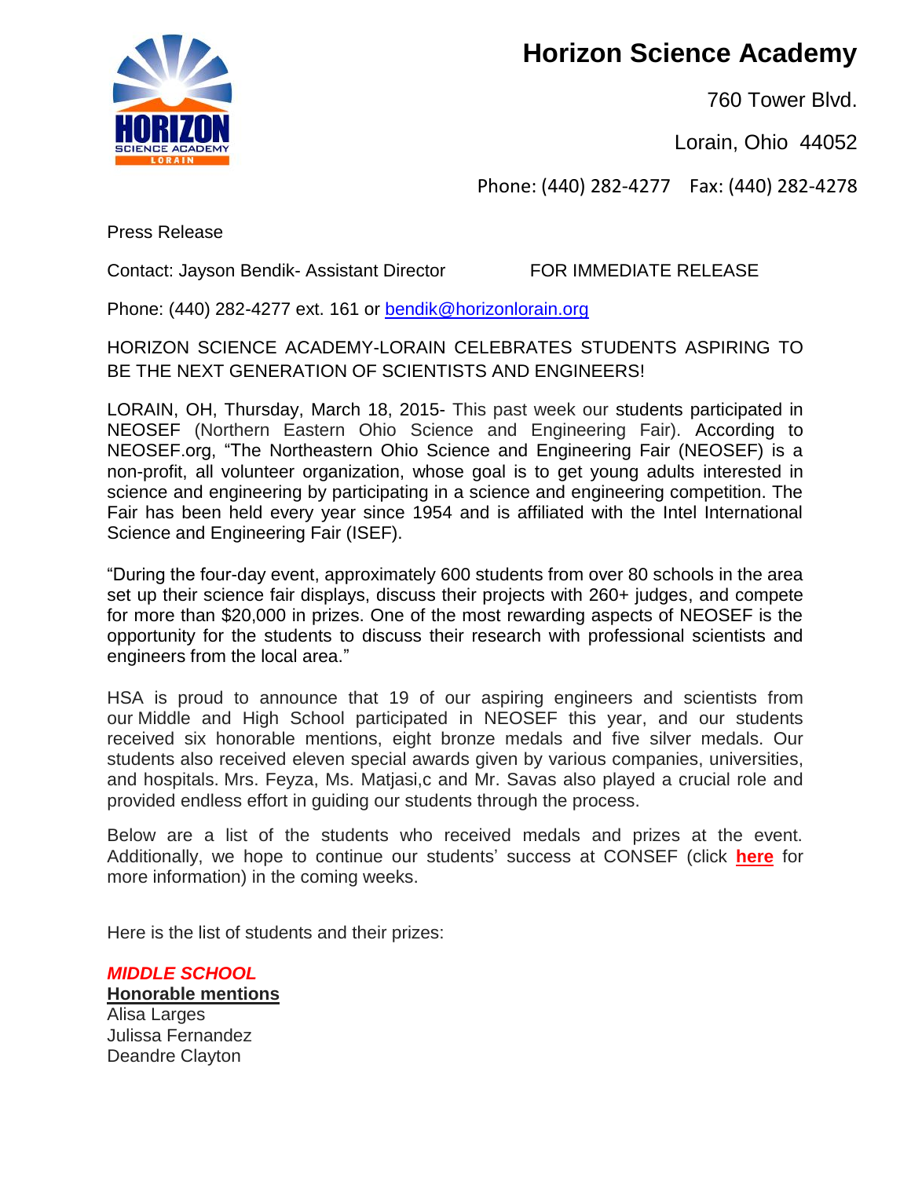# Horizon Science Academy

760 Tower Blvd.

Lorain, Ohio 44052

Phone: (440) 282-4277 Fax: (440) 282-4278

Press Release

Contact: Jayson Bendik- Assistant Director FOR IMMEDIATE RELEASE

Phone: (440) 282-4277 ext. 161 or bendik@horizonlorain.org

HORIZON SCIENCE ACADEMY-LORAIN CELEBRATES STUDENTS ASPIRING TO BE THE NEXT GENERATION OF SCIENTISTS AND ENGINEERS!

LORAIN, OH, Thursday, March 18, 2015- This past week our students participated in NEOSEF (Northern Eastern Ohio Science and Engineering Fair). According to NEOSEF.org, "The Northeastern Ohio Science and Engineering Fair (NEOSEF) is a non-profit, all volunteer organization, whose goal is to get young adults interested in science and engineering by participating in a science and engineering competition. The Fair has been held every year since 1954 and is affiliated with the Intel International Science and Engineering Fair (ISEF).

"During the four-day event, approximately 600 students from over 80 schools in the area set up their science fair displays, discuss their projects with 260+ judges, and compete for more than $20,000 in prizes. One of the most rewarding aspects of NEOSEF is the opportunity for the students to discuss their research with professional scientists and engineers from the local area."

HSA is proud to announce that 19 of our aspiring engineers and scientists from our Middle and High School participated in NEOSEF this year, and our students received six honorable mentions, eight bronze medals and five silver medals. Our students also received eleven special awards given by various companies, universities, and hospitals. Mrs. Feyza, Ms. Matjasi,c and Mr. Savas also played a crucial role and provided endless effort in guiding our students through the process.

Below are a list of the students who received medals and prizes at the event. Additionally, we hope to continue our students' success at CONSEF (click **here** for more information) in the coming weeks.

Here is the list of students and their prizes:

***MIDDLE SCHOOL***

**Honorable mentions**

Alisa Larges
Julissa Fernandez
Deandre Clayton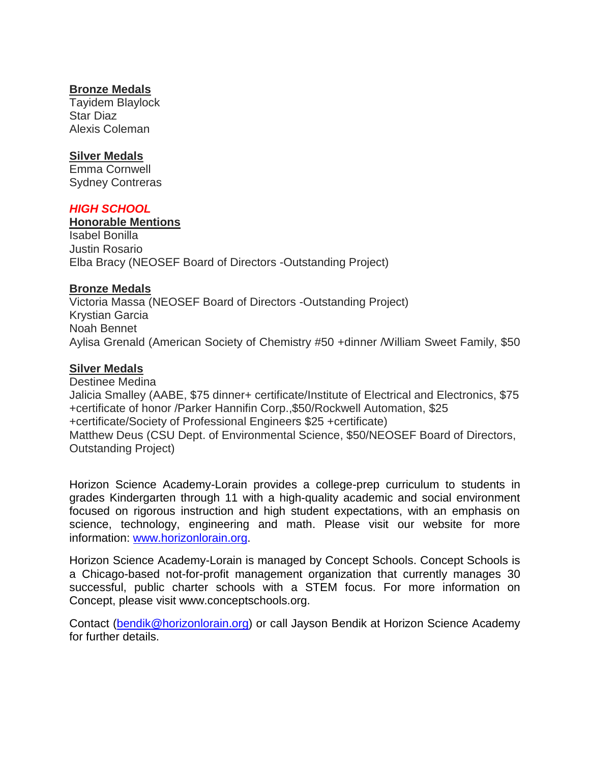**Bronze Medals**
Tayidem Blaylock
Star Diaz
Alexis Coleman

**Silver Medals**
Emma Cornwell
Sydney Contreras

***HIGH SCHOOL***
**Honorable Mentions**
Isabel Bonilla
Justin Rosario
Elba Bracy (NEOSEF Board of Directors -Outstanding Project)

**Bronze Medals**
Victoria Massa (NEOSEF Board of Directors -Outstanding Project)
Krystian Garcia
Noah Bennet
Aylisa Grenald (American Society of Chemistry #50 +dinner /William Sweet Family, $50

**Silver Medals**
Destinee Medina
Jalicia Smalley (AABE, $75 dinner+ certificate/Institute of Electrical and Electronics, $75 +certificate of honor /Parker Hannifin Corp.,$50/Rockwell Automation, $25 +certificate/Society of Professional Engineers $25 +certificate)
Matthew Deus (CSU Dept. of Environmental Science, $50/NEOSEF Board of Directors, Outstanding Project)

Horizon Science Academy-Lorain provides a college-prep curriculum to students in grades Kindergarten through 11 with a high-quality academic and social environment focused on rigorous instruction and high student expectations, with an emphasis on science, technology, engineering and math. Please visit our website for more information: [www.horizonlorain.org](http://www.horizonlorain.org).

Horizon Science Academy-Lorain is managed by Concept Schools. Concept Schools is a Chicago-based not-for-profit management organization that currently manages 30 successful, public charter schools with a STEM focus. For more information on Concept, please visit www.conceptschools.org.

Contact ([bendik@horizonlorain.org](mailto:bendik@horizonlorain.org)) or call Jayson Bendik at Horizon Science Academy for further details.